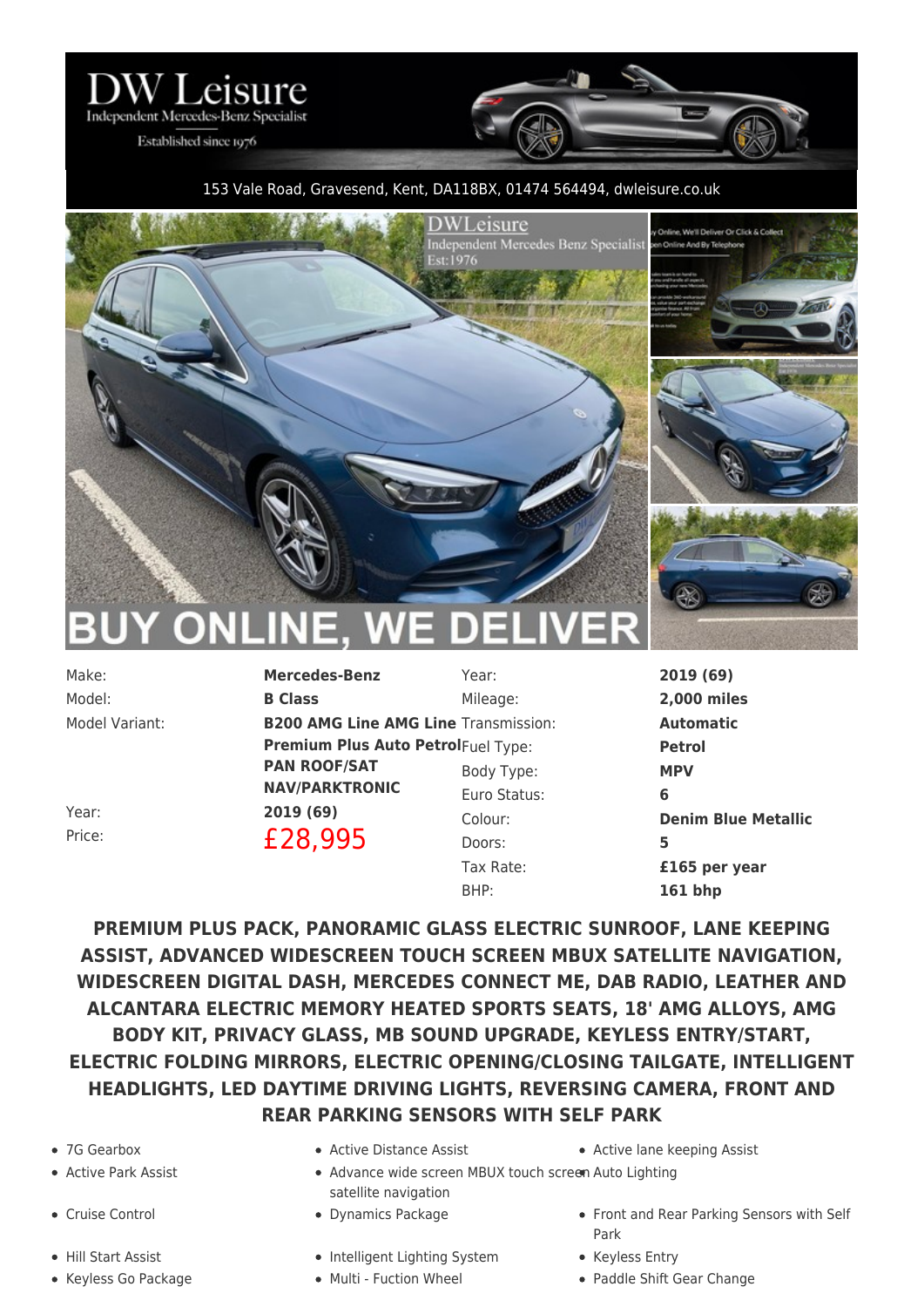# DW Leisure

Independent Mercedes-Benz Specialist

Established since 1976

153 Vale Road, Gravesend, Kent, DA118BX, 01474 564494, dwleisure.co.uk

BUY ONLINE, WE DELIVER

| | | | |
|---|---|---|---|
| Make: | **Mercedes-Benz** | Year: | **2019 (69)** |
| Model: | **B Class** | Mileage: | **2,000 miles** |
| Model Variant: | **B200 AMG Line AMG Line Premium Plus Auto Petrol PAN ROOF/SAT NAV/PARKTRONIC** | Transmission: | **Automatic** |
| | | Fuel Type: | **Petrol** |
| | | Body Type: | **MPV** |
| | | Euro Status: | **6** |
| Year: | **2019 (69)** | Colour: | **Denim Blue Metallic** |
| Price: | **£28,995** | Doors: | **5** |
| | | Tax Rate: | **£165 per year** |
| | | BHP: | **161 bhp** |

**PREMIUM PLUS PACK, PANORAMIC GLASS ELECTRIC SUNROOF, LANE KEEPING ASSIST, ADVANCED WIDESCREEN TOUCH SCREEN MBUX SATELLITE NAVIGATION, WIDESCREEN DIGITAL DASH, MERCEDES CONNECT ME, DAB RADIO, LEATHER AND ALCANTARA ELECTRIC MEMORY HEATED SPORTS SEATS, 18' AMG ALLOYS, AMG BODY KIT, PRIVACY GLASS, MB SOUND UPGRADE, KEYLESS ENTRY/START, ELECTRIC FOLDING MIRRORS, ELECTRIC OPENING/CLOSING TAILGATE, INTELLIGENT HEADLIGHTS, LED DAYTIME DRIVING LIGHTS, REVERSING CAMERA, FRONT AND REAR PARKING SENSORS WITH SELF PARK**

- 7G Gearbox
- Active Distance Assist
- Active lane keeping Assist
- Active Park Assist
- Advance wide screen MBUX touch screen satellite navigation
- Auto Lighting
- Cruise Control
- Dynamics Package
- Front and Rear Parking Sensors with Self Park
- Hill Start Assist
- Intelligent Lighting System
- Keyless Entry
- Keyless Go Package
- Multi - Fuction Wheel
- Paddle Shift Gear Change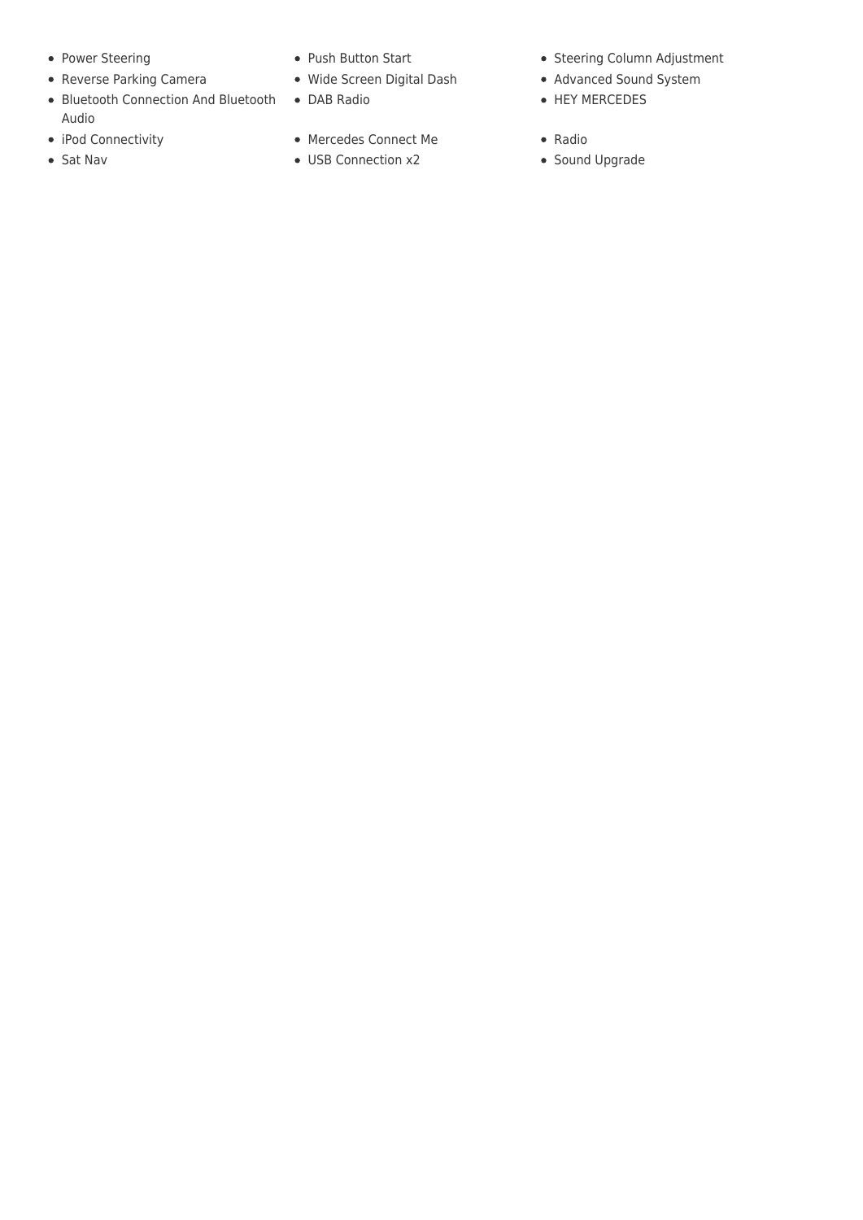- Power Steering
- Reverse Parking Camera
- Bluetooth Connection And Bluetooth Audio
- iPod Connectivity
- Sat Nav
- Push Button Start
- Wide Screen Digital Dash
- DAB Radio
- Mercedes Connect Me
- USB Connection x2
- Steering Column Adjustment
- Advanced Sound System
- HEY MERCEDES
- Radio
- Sound Upgrade